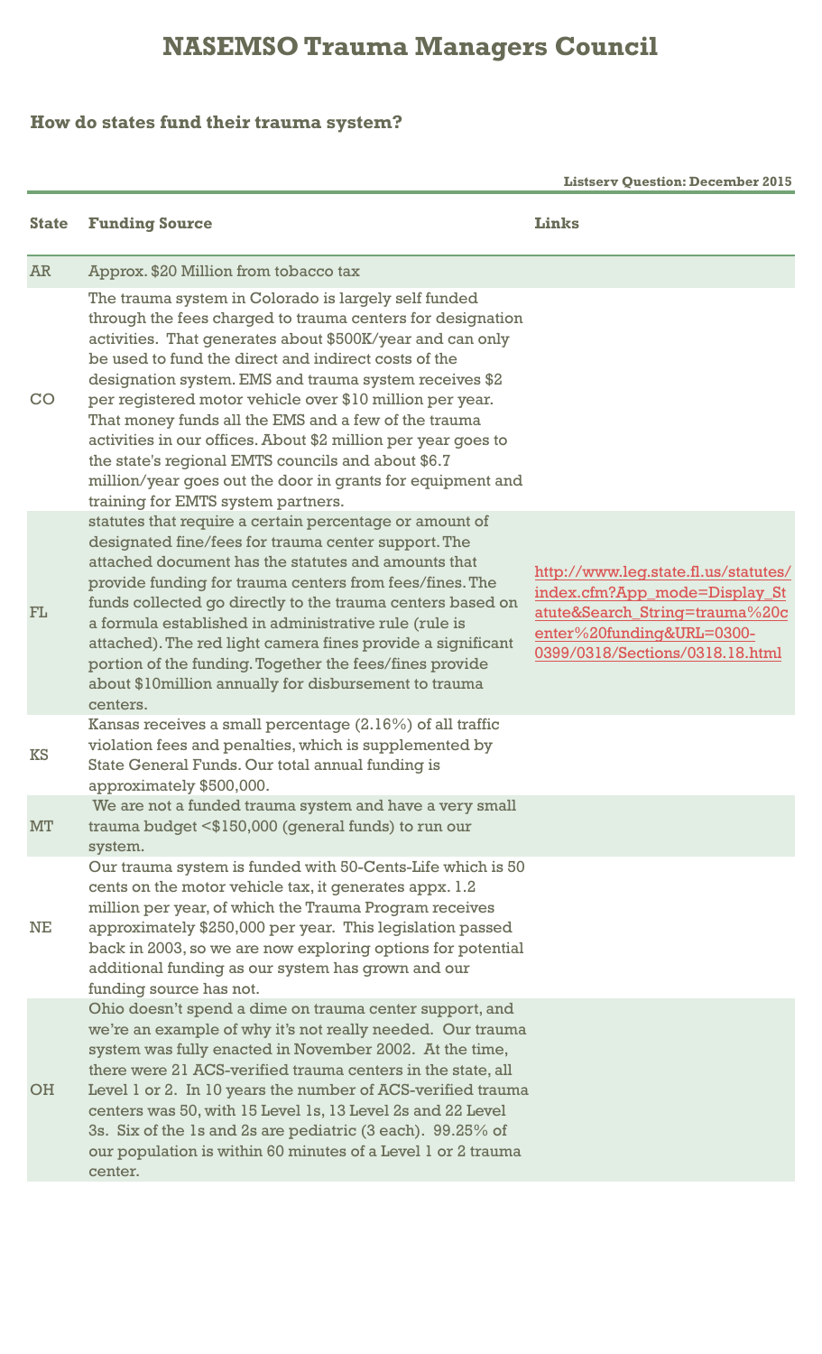# NASEMSO Trauma Managers Council

## How do states fund their trauma system?

**Listserv Question: December 2015**

| State | Funding Source | Links |
|---|---|---|
| AR | Approx. $20 Million from tobacco tax | |
| CO | The trauma system in Colorado is largely self funded through the fees charged to trauma centers for designation activities. That generates about $500K/year and can only be used to fund the direct and indirect costs of the designation system. EMS and trauma system receives $2 per registered motor vehicle over $10 million per year. That money funds all the EMS and a few of the trauma activities in our offices. About $2 million per year goes to the state's regional EMTS councils and about $6.7 million/year goes out the door in grants for equipment and training for EMTS system partners. | |
| FL | statutes that require a certain percentage or amount of designated fine/fees for trauma center support. The attached document has the statutes and amounts that provide funding for trauma centers from fees/fines. The funds collected go directly to the trauma centers based on a formula established in administrative rule (rule is attached). The red light camera fines provide a significant portion of the funding. Together the fees/fines provide about $10million annually for disbursement to trauma centers. | http://www.leg.state.fl.us/statutes/index.cfm?App_mode=Display_Statute&Search_String=trauma%20center%20funding&URL=0300-0399/0318/Sections/0318.18.html |
| KS | Kansas receives a small percentage (2.16%) of all traffic violation fees and penalties, which is supplemented by State General Funds. Our total annual funding is approximately $500,000. | |
| MT | We are not a funded trauma system and have a very small trauma budget <$150,000 (general funds) to run our system. | |
| NE | Our trauma system is funded with 50-Cents-Life which is 50 cents on the motor vehicle tax, it generates appx. 1.2 million per year, of which the Trauma Program receives approximately $250,000 per year. This legislation passed back in 2003, so we are now exploring options for potential additional funding as our system has grown and our funding source has not. | |
| OH | Ohio doesn't spend a dime on trauma center support, and we're an example of why it's not really needed. Our trauma system was fully enacted in November 2002. At the time, there were 21 ACS-verified trauma centers in the state, all Level 1 or 2. In 10 years the number of ACS-verified trauma centers was 50, with 15 Level 1s, 13 Level 2s and 22 Level 3s. Six of the 1s and 2s are pediatric (3 each). 99.25% of our population is within 60 minutes of a Level 1 or 2 trauma center. | |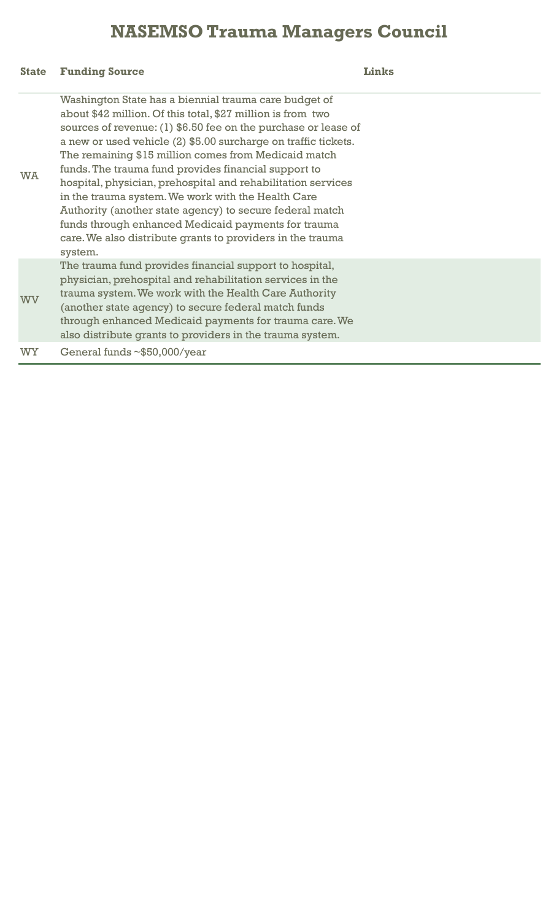# NASEMSO Trauma Managers Council

| State | Funding Source | Links |
|---|---|---|
| WA | Washington State has a biennial trauma care budget of about $42 million. Of this total, $27 million is from two sources of revenue: (1) $6.50 fee on the purchase or lease of a new or used vehicle (2) $5.00 surcharge on traffic tickets. The remaining $15 million comes from Medicaid match funds. The trauma fund provides financial support to hospital, physician, prehospital and rehabilitation services in the trauma system. We work with the Health Care Authority (another state agency) to secure federal match funds through enhanced Medicaid payments for trauma care. We also distribute grants to providers in the trauma system. | |
| WV | The trauma fund provides financial support to hospital, physician, prehospital and rehabilitation services in the trauma system. We work with the Health Care Authority (another state agency) to secure federal match funds through enhanced Medicaid payments for trauma care. We also distribute grants to providers in the trauma system. | |
| WY | General funds ~$50,000/year | |